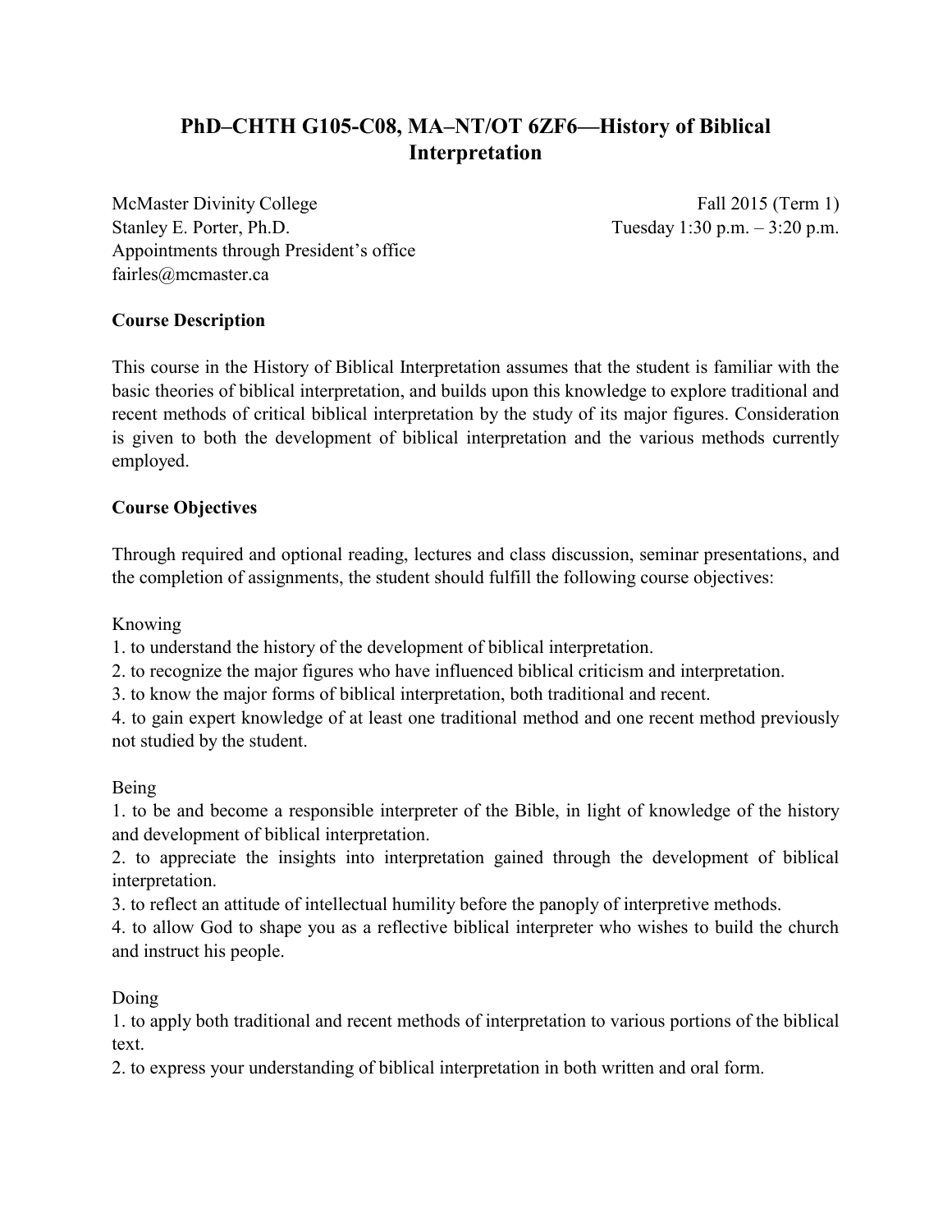# PhD–CHTH G105-C08, MA–NT/OT 6ZF6—History of Biblical Interpretation

McMaster Divinity College  
Stanley E. Porter, Ph.D.  
Appointments through President's office  
fairles@mcmaster.ca

Fall 2015 (Term 1)  
Tuesday 1:30 p.m. – 3:20 p.m.

**Course Description**

This course in the History of Biblical Interpretation assumes that the student is familiar with the basic theories of biblical interpretation, and builds upon this knowledge to explore traditional and recent methods of critical biblical interpretation by the study of its major figures. Consideration is given to both the development of biblical interpretation and the various methods currently employed.

**Course Objectives**

Through required and optional reading, lectures and class discussion, seminar presentations, and the completion of assignments, the student should fulfill the following course objectives:

Knowing

1. to understand the history of the development of biblical interpretation.
2. to recognize the major figures who have influenced biblical criticism and interpretation.
3. to know the major forms of biblical interpretation, both traditional and recent.
4. to gain expert knowledge of at least one traditional method and one recent method previously not studied by the student.

Being

1. to be and become a responsible interpreter of the Bible, in light of knowledge of the history and development of biblical interpretation.
2. to appreciate the insights into interpretation gained through the development of biblical interpretation.
3. to reflect an attitude of intellectual humility before the panoply of interpretive methods.
4. to allow God to shape you as a reflective biblical interpreter who wishes to build the church and instruct his people.

Doing

1. to apply both traditional and recent methods of interpretation to various portions of the biblical text.
2. to express your understanding of biblical interpretation in both written and oral form.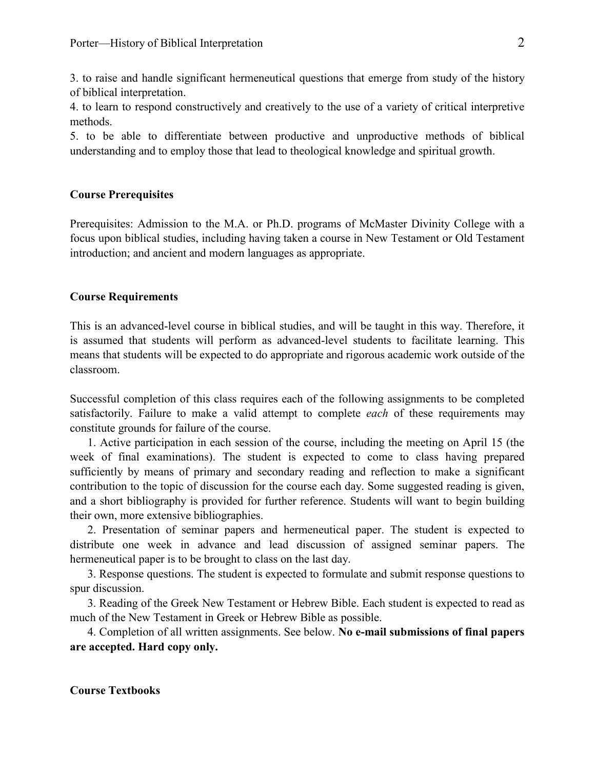3. to raise and handle significant hermeneutical questions that emerge from study of the history of biblical interpretation.

4. to learn to respond constructively and creatively to the use of a variety of critical interpretive methods.

5. to be able to differentiate between productive and unproductive methods of biblical understanding and to employ those that lead to theological knowledge and spiritual growth.

**Course Prerequisites**

Prerequisites: Admission to the M.A. or Ph.D. programs of McMaster Divinity College with a focus upon biblical studies, including having taken a course in New Testament or Old Testament introduction; and ancient and modern languages as appropriate.

**Course Requirements**

This is an advanced-level course in biblical studies, and will be taught in this way. Therefore, it is assumed that students will perform as advanced-level students to facilitate learning. This means that students will be expected to do appropriate and rigorous academic work outside of the classroom.

Successful completion of this class requires each of the following assignments to be completed satisfactorily. Failure to make a valid attempt to complete *each* of these requirements may constitute grounds for failure of the course.

1. Active participation in each session of the course, including the meeting on April 15 (the week of final examinations). The student is expected to come to class having prepared sufficiently by means of primary and secondary reading and reflection to make a significant contribution to the topic of discussion for the course each day. Some suggested reading is given, and a short bibliography is provided for further reference. Students will want to begin building their own, more extensive bibliographies.

2. Presentation of seminar papers and hermeneutical paper. The student is expected to distribute one week in advance and lead discussion of assigned seminar papers. The hermeneutical paper is to be brought to class on the last day.

3. Response questions. The student is expected to formulate and submit response questions to spur discussion.

3. Reading of the Greek New Testament or Hebrew Bible. Each student is expected to read as much of the New Testament in Greek or Hebrew Bible as possible.

4. Completion of all written assignments. See below. **No e-mail submissions of final papers are accepted. Hard copy only.**

**Course Textbooks**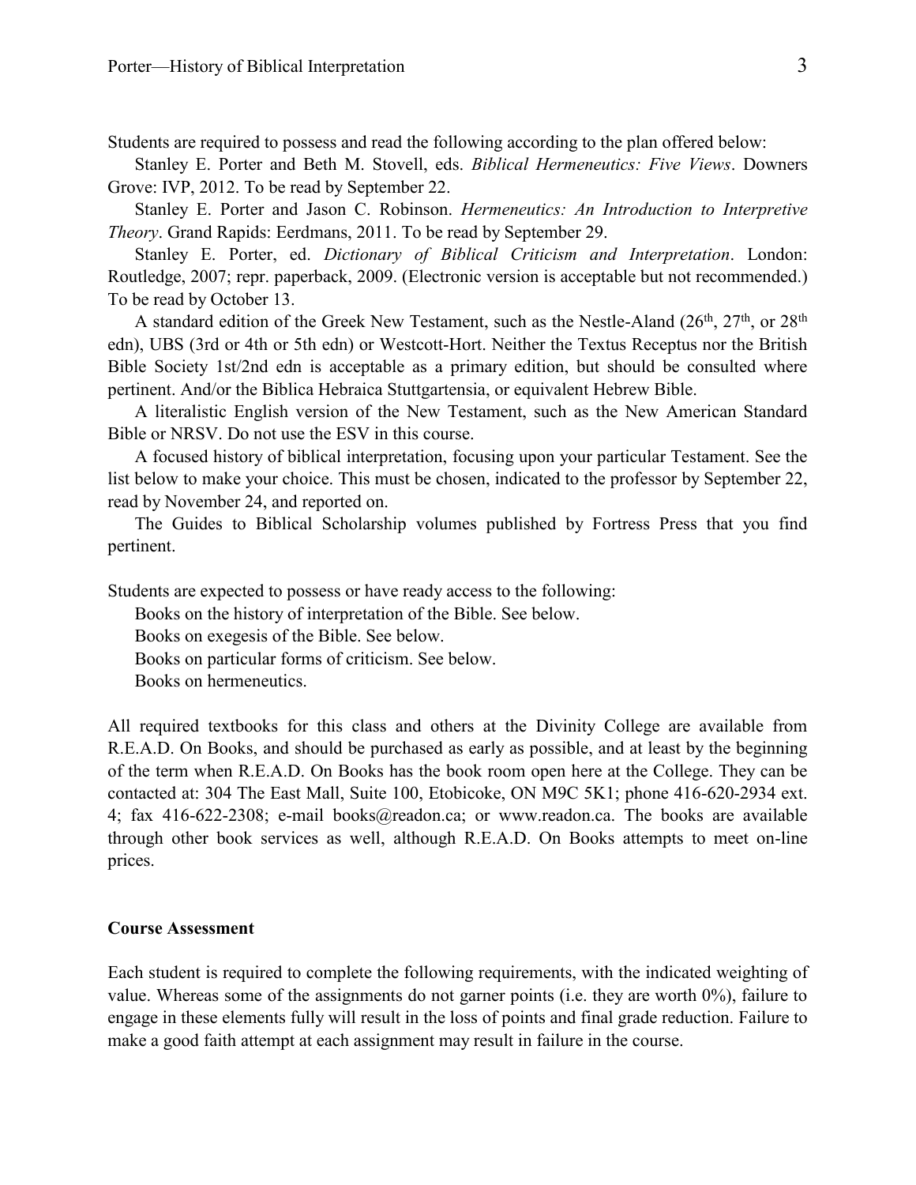Students are required to possess and read the following according to the plan offered below:

Stanley E. Porter and Beth M. Stovell, eds. *Biblical Hermeneutics: Five Views*. Downers Grove: IVP, 2012. To be read by September 22.

Stanley E. Porter and Jason C. Robinson. *Hermeneutics: An Introduction to Interpretive Theory*. Grand Rapids: Eerdmans, 2011. To be read by September 29.

Stanley E. Porter, ed. *Dictionary of Biblical Criticism and Interpretation*. London: Routledge, 2007; repr. paperback, 2009. (Electronic version is acceptable but not recommended.) To be read by October 13.

A standard edition of the Greek New Testament, such as the Nestle-Aland (26th, 27th, or 28th edn), UBS (3rd or 4th or 5th edn) or Westcott-Hort. Neither the Textus Receptus nor the British Bible Society 1st/2nd edn is acceptable as a primary edition, but should be consulted where pertinent. And/or the Biblica Hebraica Stuttgartensia, or equivalent Hebrew Bible.

A literalistic English version of the New Testament, such as the New American Standard Bible or NRSV. Do not use the ESV in this course.

A focused history of biblical interpretation, focusing upon your particular Testament. See the list below to make your choice. This must be chosen, indicated to the professor by September 22, read by November 24, and reported on.

The Guides to Biblical Scholarship volumes published by Fortress Press that you find pertinent.

Students are expected to possess or have ready access to the following:

Books on the history of interpretation of the Bible. See below.
Books on exegesis of the Bible. See below.
Books on particular forms of criticism. See below.
Books on hermeneutics.

All required textbooks for this class and others at the Divinity College are available from R.E.A.D. On Books, and should be purchased as early as possible, and at least by the beginning of the term when R.E.A.D. On Books has the book room open here at the College. They can be contacted at: 304 The East Mall, Suite 100, Etobicoke, ON M9C 5K1; phone 416-620-2934 ext. 4; fax 416-622-2308; e-mail books@readon.ca; or www.readon.ca. The books are available through other book services as well, although R.E.A.D. On Books attempts to meet on-line prices.

**Course Assessment**

Each student is required to complete the following requirements, with the indicated weighting of value. Whereas some of the assignments do not garner points (i.e. they are worth 0%), failure to engage in these elements fully will result in the loss of points and final grade reduction. Failure to make a good faith attempt at each assignment may result in failure in the course.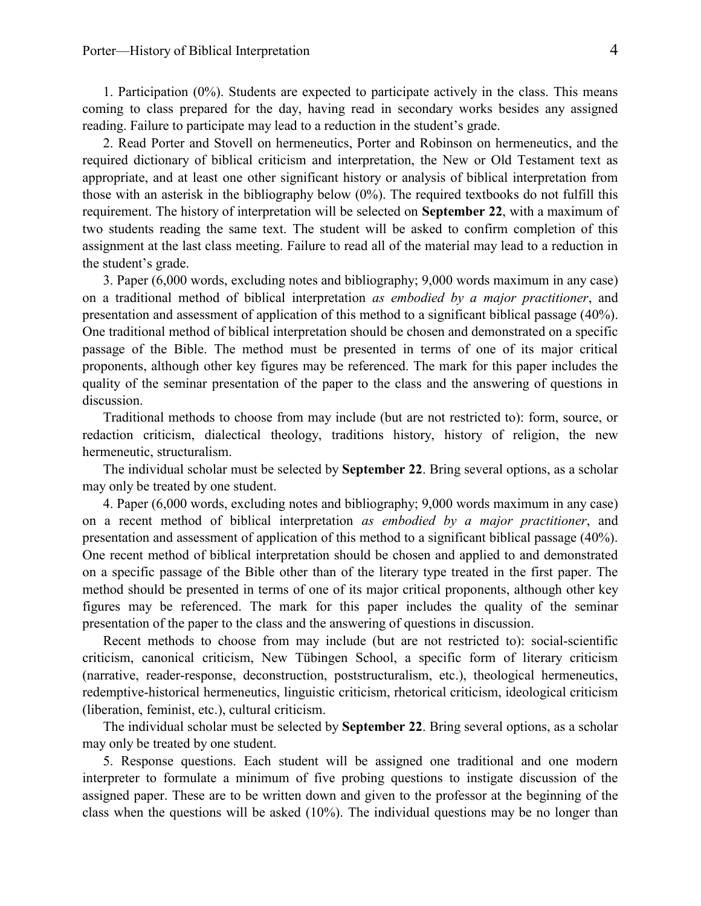1. Participation (0%). Students are expected to participate actively in the class. This means coming to class prepared for the day, having read in secondary works besides any assigned reading. Failure to participate may lead to a reduction in the student's grade.

2. Read Porter and Stovell on hermeneutics, Porter and Robinson on hermeneutics, and the required dictionary of biblical criticism and interpretation, the New or Old Testament text as appropriate, and at least one other significant history or analysis of biblical interpretation from those with an asterisk in the bibliography below (0%). The required textbooks do not fulfill this requirement. The history of interpretation will be selected on **September 22**, with a maximum of two students reading the same text. The student will be asked to confirm completion of this assignment at the last class meeting. Failure to read all of the material may lead to a reduction in the student's grade.

3. Paper (6,000 words, excluding notes and bibliography; 9,000 words maximum in any case) on a traditional method of biblical interpretation *as embodied by a major practitioner*, and presentation and assessment of application of this method to a significant biblical passage (40%). One traditional method of biblical interpretation should be chosen and demonstrated on a specific passage of the Bible. The method must be presented in terms of one of its major critical proponents, although other key figures may be referenced. The mark for this paper includes the quality of the seminar presentation of the paper to the class and the answering of questions in discussion.

Traditional methods to choose from may include (but are not restricted to): form, source, or redaction criticism, dialectical theology, traditions history, history of religion, the new hermeneutic, structuralism.

The individual scholar must be selected by **September 22**. Bring several options, as a scholar may only be treated by one student.

4. Paper (6,000 words, excluding notes and bibliography; 9,000 words maximum in any case) on a recent method of biblical interpretation *as embodied by a major practitioner*, and presentation and assessment of application of this method to a significant biblical passage (40%). One recent method of biblical interpretation should be chosen and applied to and demonstrated on a specific passage of the Bible other than of the literary type treated in the first paper. The method should be presented in terms of one of its major critical proponents, although other key figures may be referenced. The mark for this paper includes the quality of the seminar presentation of the paper to the class and the answering of questions in discussion.

Recent methods to choose from may include (but are not restricted to): social-scientific criticism, canonical criticism, New Tübingen School, a specific form of literary criticism (narrative, reader-response, deconstruction, poststructuralism, etc.), theological hermeneutics, redemptive-historical hermeneutics, linguistic criticism, rhetorical criticism, ideological criticism (liberation, feminist, etc.), cultural criticism.

The individual scholar must be selected by **September 22**. Bring several options, as a scholar may only be treated by one student.

5. Response questions. Each student will be assigned one traditional and one modern interpreter to formulate a minimum of five probing questions to instigate discussion of the assigned paper. These are to be written down and given to the professor at the beginning of the class when the questions will be asked (10%). The individual questions may be no longer than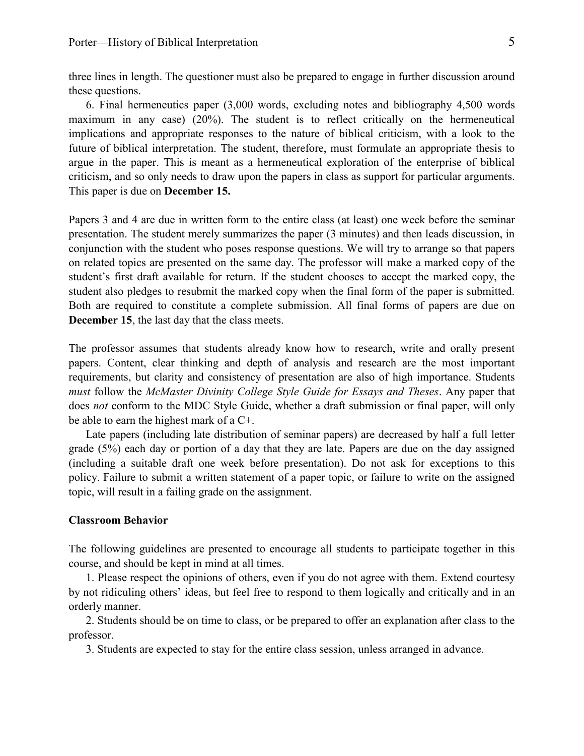three lines in length. The questioner must also be prepared to engage in further discussion around these questions.

6. Final hermeneutics paper (3,000 words, excluding notes and bibliography 4,500 words maximum in any case) (20%). The student is to reflect critically on the hermeneutical implications and appropriate responses to the nature of biblical criticism, with a look to the future of biblical interpretation. The student, therefore, must formulate an appropriate thesis to argue in the paper. This is meant as a hermeneutical exploration of the enterprise of biblical criticism, and so only needs to draw upon the papers in class as support for particular arguments. This paper is due on **December 15.**

Papers 3 and 4 are due in written form to the entire class (at least) one week before the seminar presentation. The student merely summarizes the paper (3 minutes) and then leads discussion, in conjunction with the student who poses response questions. We will try to arrange so that papers on related topics are presented on the same day. The professor will make a marked copy of the student's first draft available for return. If the student chooses to accept the marked copy, the student also pledges to resubmit the marked copy when the final form of the paper is submitted. Both are required to constitute a complete submission. All final forms of papers are due on **December 15**, the last day that the class meets.

The professor assumes that students already know how to research, write and orally present papers. Content, clear thinking and depth of analysis and research are the most important requirements, but clarity and consistency of presentation are also of high importance. Students *must* follow the *McMaster Divinity College Style Guide for Essays and Theses*. Any paper that does *not* conform to the MDC Style Guide, whether a draft submission or final paper, will only be able to earn the highest mark of a C+.

Late papers (including late distribution of seminar papers) are decreased by half a full letter grade (5%) each day or portion of a day that they are late. Papers are due on the day assigned (including a suitable draft one week before presentation). Do not ask for exceptions to this policy. Failure to submit a written statement of a paper topic, or failure to write on the assigned topic, will result in a failing grade on the assignment.

**Classroom Behavior**

The following guidelines are presented to encourage all students to participate together in this course, and should be kept in mind at all times.

1. Please respect the opinions of others, even if you do not agree with them. Extend courtesy by not ridiculing others' ideas, but feel free to respond to them logically and critically and in an orderly manner.

2. Students should be on time to class, or be prepared to offer an explanation after class to the professor.

3. Students are expected to stay for the entire class session, unless arranged in advance.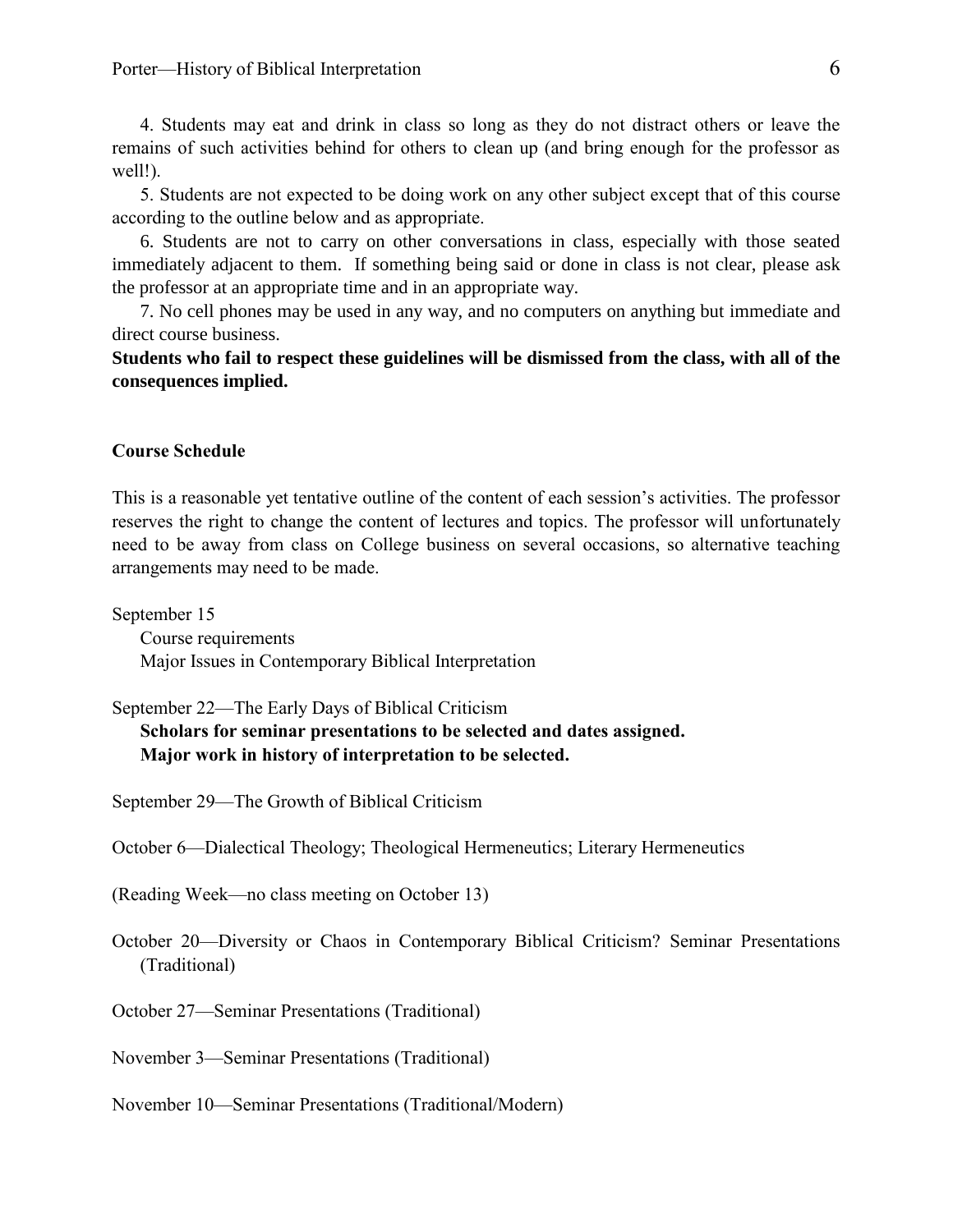4. Students may eat and drink in class so long as they do not distract others or leave the remains of such activities behind for others to clean up (and bring enough for the professor as well!).

5. Students are not expected to be doing work on any other subject except that of this course according to the outline below and as appropriate.

6. Students are not to carry on other conversations in class, especially with those seated immediately adjacent to them. If something being said or done in class is not clear, please ask the professor at an appropriate time and in an appropriate way.

7. No cell phones may be used in any way, and no computers on anything but immediate and direct course business.

**Students who fail to respect these guidelines will be dismissed from the class, with all of the consequences implied.**

**Course Schedule**

This is a reasonable yet tentative outline of the content of each session's activities. The professor reserves the right to change the content of lectures and topics. The professor will unfortunately need to be away from class on College business on several occasions, so alternative teaching arrangements may need to be made.

September 15
Course requirements
Major Issues in Contemporary Biblical Interpretation

September 22—The Early Days of Biblical Criticism
**Scholars for seminar presentations to be selected and dates assigned.**
**Major work in history of interpretation to be selected.**

September 29—The Growth of Biblical Criticism

October 6—Dialectical Theology; Theological Hermeneutics; Literary Hermeneutics

(Reading Week—no class meeting on October 13)

October 20—Diversity or Chaos in Contemporary Biblical Criticism? Seminar Presentations (Traditional)

October 27—Seminar Presentations (Traditional)

November 3—Seminar Presentations (Traditional)

November 10—Seminar Presentations (Traditional/Modern)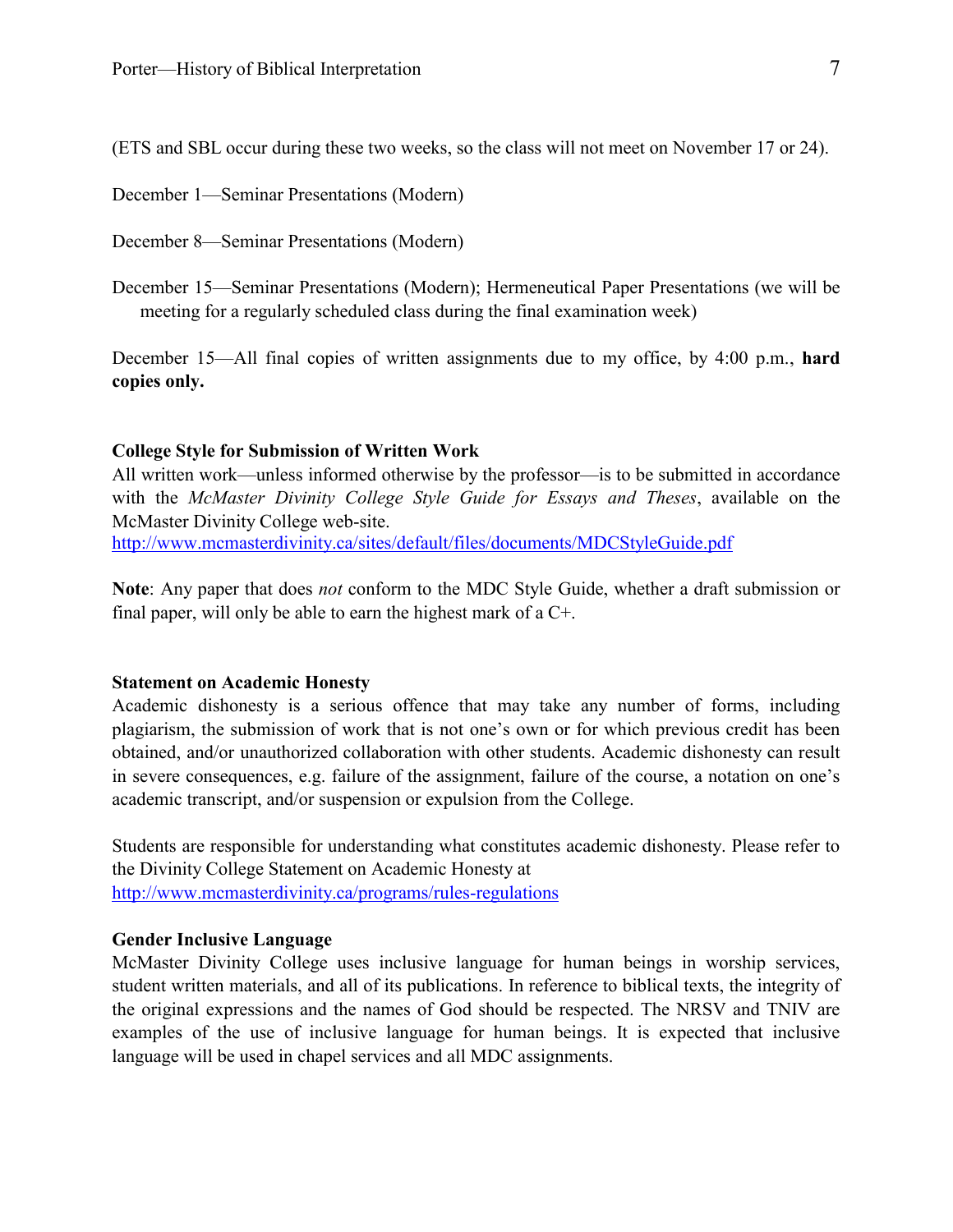(ETS and SBL occur during these two weeks, so the class will not meet on November 17 or 24).

December 1—Seminar Presentations (Modern)

December 8—Seminar Presentations (Modern)

December 15—Seminar Presentations (Modern); Hermeneutical Paper Presentations (we will be meeting for a regularly scheduled class during the final examination week)

December 15—All final copies of written assignments due to my office, by 4:00 p.m., **hard copies only.**

**College Style for Submission of Written Work**

All written work—unless informed otherwise by the professor—is to be submitted in accordance with the *McMaster Divinity College Style Guide for Essays and Theses*, available on the McMaster Divinity College web-site.
http://www.mcmasterdivinity.ca/sites/default/files/documents/MDCStyleGuide.pdf

**Note**: Any paper that does *not* conform to the MDC Style Guide, whether a draft submission or final paper, will only be able to earn the highest mark of a C+.

**Statement on Academic Honesty**

Academic dishonesty is a serious offence that may take any number of forms, including plagiarism, the submission of work that is not one's own or for which previous credit has been obtained, and/or unauthorized collaboration with other students. Academic dishonesty can result in severe consequences, e.g. failure of the assignment, failure of the course, a notation on one's academic transcript, and/or suspension or expulsion from the College.

Students are responsible for understanding what constitutes academic dishonesty. Please refer to the Divinity College Statement on Academic Honesty at
http://www.mcmasterdivinity.ca/programs/rules-regulations

**Gender Inclusive Language**

McMaster Divinity College uses inclusive language for human beings in worship services, student written materials, and all of its publications. In reference to biblical texts, the integrity of the original expressions and the names of God should be respected. The NRSV and TNIV are examples of the use of inclusive language for human beings. It is expected that inclusive language will be used in chapel services and all MDC assignments.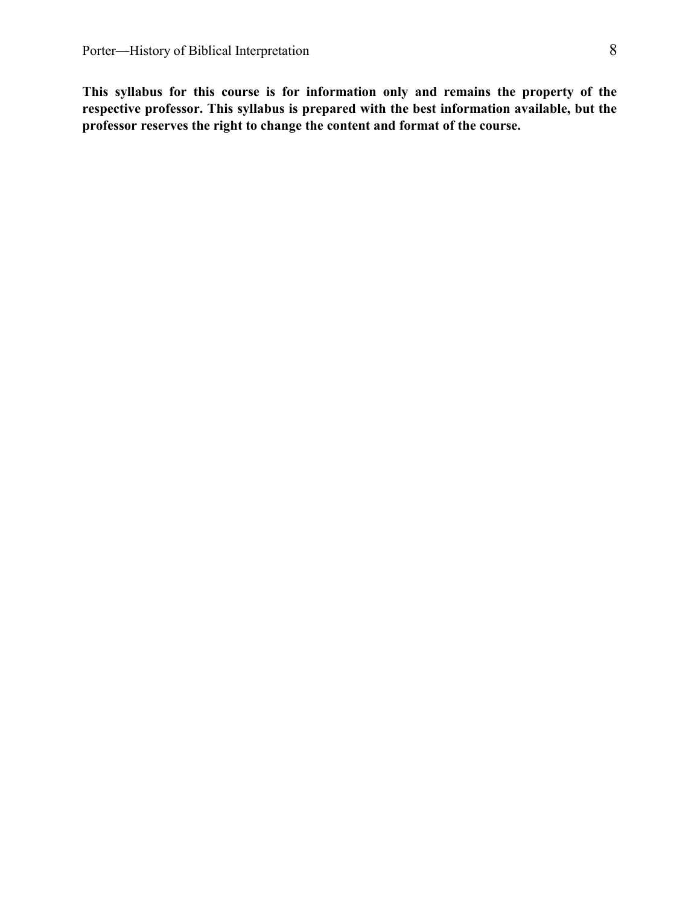**This syllabus for this course is for information only and remains the property of the respective professor. This syllabus is prepared with the best information available, but the professor reserves the right to change the content and format of the course.**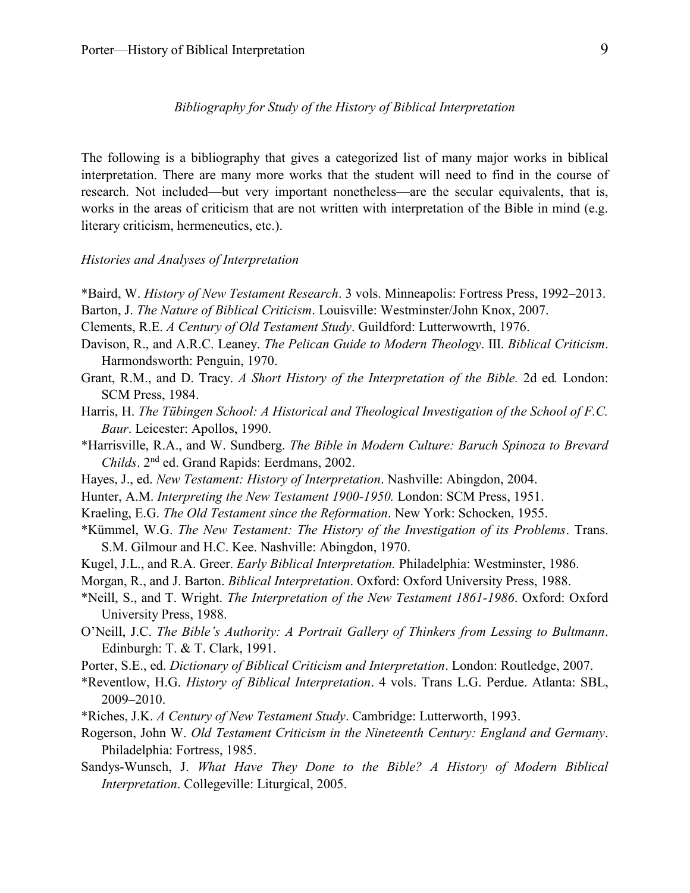*Bibliography for Study of the History of Biblical Interpretation*

The following is a bibliography that gives a categorized list of many major works in biblical interpretation. There are many more works that the student will need to find in the course of research. Not included—but very important nonetheless—are the secular equivalents, that is, works in the areas of criticism that are not written with interpretation of the Bible in mind (e.g. literary criticism, hermeneutics, etc.).

*Histories and Analyses of Interpretation*

*Baird, W. *History of New Testament Research*. 3 vols. Minneapolis: Fortress Press, 1992–2013.

Barton, J. *The Nature of Biblical Criticism*. Louisville: Westminster/John Knox, 2007.

Clements, R.E. *A Century of Old Testament Study*. Guildford: Lutterwowrth, 1976.

Davison, R., and A.R.C. Leaney. *The Pelican Guide to Modern Theology*. III. *Biblical Criticism*. Harmondsworth: Penguin, 1970.

Grant, R.M., and D. Tracy. *A Short History of the Interpretation of the Bible.* 2d ed*.* London: SCM Press, 1984.

Harris, H. *The Tübingen School: A Historical and Theological Investigation of the School of F.C. Baur*. Leicester: Apollos, 1990.

*Harrisville, R.A., and W. Sundberg. *The Bible in Modern Culture: Baruch Spinoza to Brevard Childs*. 2nd ed. Grand Rapids: Eerdmans, 2002.

Hayes, J., ed. *New Testament: History of Interpretation*. Nashville: Abingdon, 2004.

Hunter, A.M. *Interpreting the New Testament 1900-1950.* London: SCM Press, 1951.

Kraeling, E.G. *The Old Testament since the Reformation*. New York: Schocken, 1955.

*Kümmel, W.G. *The New Testament: The History of the Investigation of its Problems*. Trans. S.M. Gilmour and H.C. Kee. Nashville: Abingdon, 1970.

Kugel, J.L., and R.A. Greer. *Early Biblical Interpretation.* Philadelphia: Westminster, 1986.

Morgan, R., and J. Barton. *Biblical Interpretation*. Oxford: Oxford University Press, 1988.

*Neill, S., and T. Wright. *The Interpretation of the New Testament 1861-1986*. Oxford: Oxford University Press, 1988.

O'Neill, J.C. *The Bible's Authority: A Portrait Gallery of Thinkers from Lessing to Bultmann*. Edinburgh: T. & T. Clark, 1991.

Porter, S.E., ed. *Dictionary of Biblical Criticism and Interpretation*. London: Routledge, 2007.

*Reventlow, H.G. *History of Biblical Interpretation*. 4 vols. Trans L.G. Perdue. Atlanta: SBL, 2009–2010.

*Riches, J.K. *A Century of New Testament Study*. Cambridge: Lutterworth, 1993.

Rogerson, John W. *Old Testament Criticism in the Nineteenth Century: England and Germany*. Philadelphia: Fortress, 1985.

Sandys-Wunsch, J. *What Have They Done to the Bible? A History of Modern Biblical Interpretation*. Collegeville: Liturgical, 2005.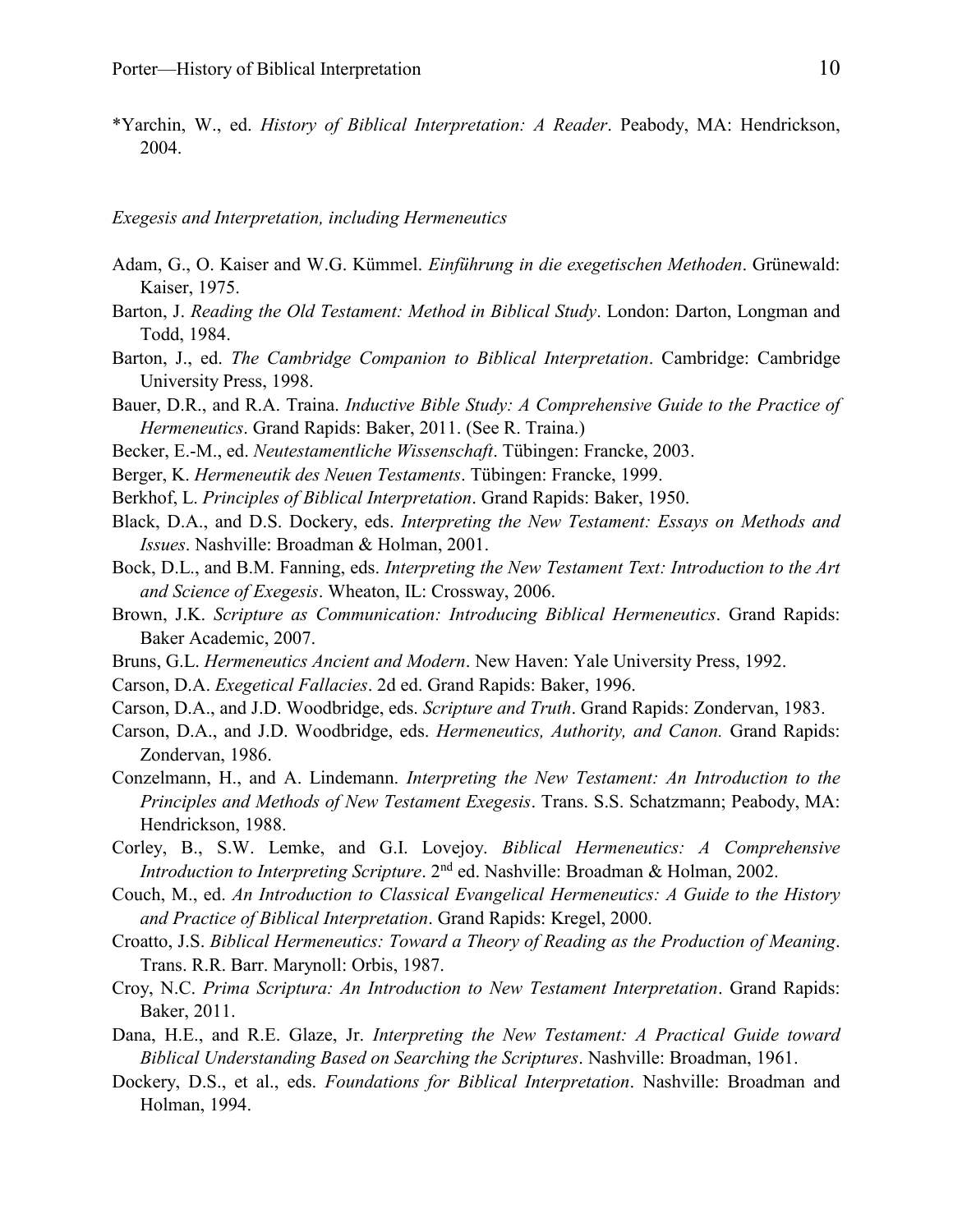*Yarchin, W., ed. *History of Biblical Interpretation: A Reader*. Peabody, MA: Hendrickson, 2004.

*Exegesis and Interpretation, including Hermeneutics*

Adam, G., O. Kaiser and W.G. Kümmel. *Einführung in die exegetischen Methoden*. Grünewald: Kaiser, 1975.

Barton, J. *Reading the Old Testament: Method in Biblical Study*. London: Darton, Longman and Todd, 1984.

Barton, J., ed. *The Cambridge Companion to Biblical Interpretation*. Cambridge: Cambridge University Press, 1998.

Bauer, D.R., and R.A. Traina. *Inductive Bible Study: A Comprehensive Guide to the Practice of Hermeneutics*. Grand Rapids: Baker, 2011. (See R. Traina.)

Becker, E.-M., ed. *Neutestamentliche Wissenschaft*. Tübingen: Francke, 2003.

Berger, K. *Hermeneutik des Neuen Testaments*. Tübingen: Francke, 1999.

Berkhof, L. *Principles of Biblical Interpretation*. Grand Rapids: Baker, 1950.

Black, D.A., and D.S. Dockery, eds. *Interpreting the New Testament: Essays on Methods and Issues*. Nashville: Broadman & Holman, 2001.

Bock, D.L., and B.M. Fanning, eds. *Interpreting the New Testament Text: Introduction to the Art and Science of Exegesis*. Wheaton, IL: Crossway, 2006.

Brown, J.K. *Scripture as Communication: Introducing Biblical Hermeneutics*. Grand Rapids: Baker Academic, 2007.

Bruns, G.L. *Hermeneutics Ancient and Modern*. New Haven: Yale University Press, 1992.

Carson, D.A. *Exegetical Fallacies*. 2d ed. Grand Rapids: Baker, 1996.

Carson, D.A., and J.D. Woodbridge, eds. *Scripture and Truth*. Grand Rapids: Zondervan, 1983.

Carson, D.A., and J.D. Woodbridge, eds. *Hermeneutics, Authority, and Canon.* Grand Rapids: Zondervan, 1986.

Conzelmann, H., and A. Lindemann. *Interpreting the New Testament: An Introduction to the Principles and Methods of New Testament Exegesis*. Trans. S.S. Schatzmann; Peabody, MA: Hendrickson, 1988.

Corley, B., S.W. Lemke, and G.I. Lovejoy. *Biblical Hermeneutics: A Comprehensive Introduction to Interpreting Scripture*. 2nd ed. Nashville: Broadman & Holman, 2002.

Couch, M., ed. *An Introduction to Classical Evangelical Hermeneutics: A Guide to the History and Practice of Biblical Interpretation*. Grand Rapids: Kregel, 2000.

Croatto, J.S. *Biblical Hermeneutics: Toward a Theory of Reading as the Production of Meaning*. Trans. R.R. Barr. Marynoll: Orbis, 1987.

Croy, N.C. *Prima Scriptura: An Introduction to New Testament Interpretation*. Grand Rapids: Baker, 2011.

Dana, H.E., and R.E. Glaze, Jr. *Interpreting the New Testament: A Practical Guide toward Biblical Understanding Based on Searching the Scriptures*. Nashville: Broadman, 1961.

Dockery, D.S., et al., eds. *Foundations for Biblical Interpretation*. Nashville: Broadman and Holman, 1994.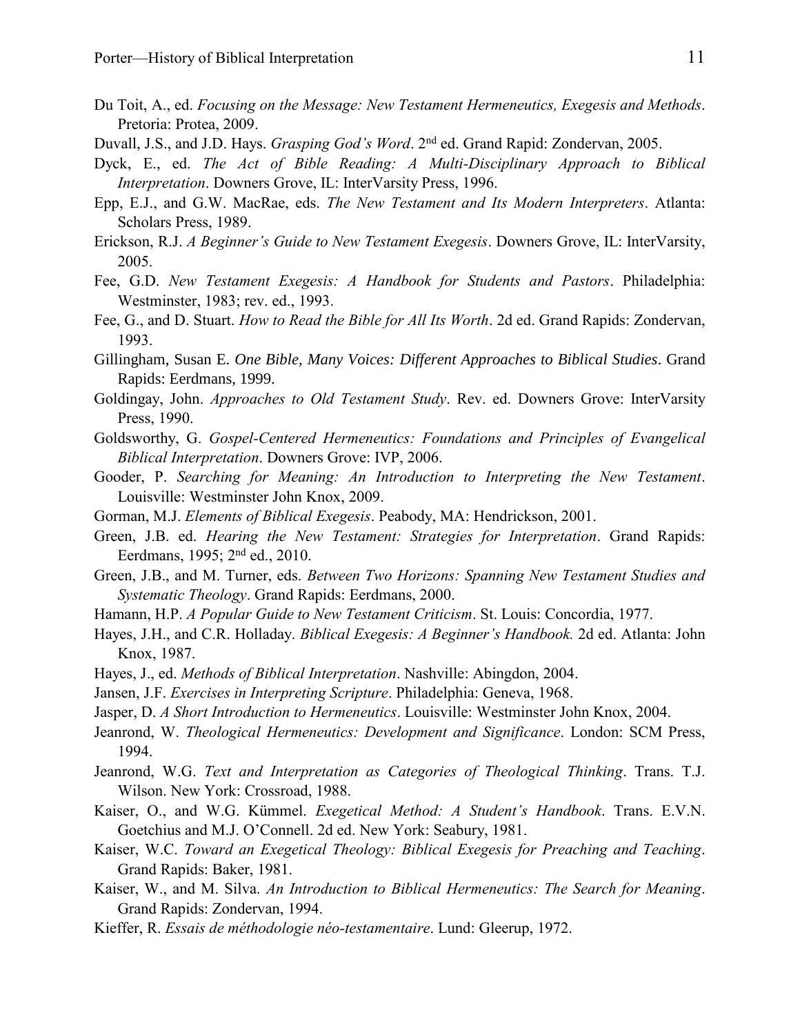Du Toit, A., ed. *Focusing on the Message: New Testament Hermeneutics, Exegesis and Methods*. Pretoria: Protea, 2009.

Duvall, J.S., and J.D. Hays. *Grasping God's Word*. 2nd ed. Grand Rapid: Zondervan, 2005.

Dyck, E., ed. *The Act of Bible Reading: A Multi-Disciplinary Approach to Biblical Interpretation*. Downers Grove, IL: InterVarsity Press, 1996.

Epp, E.J., and G.W. MacRae, eds. *The New Testament and Its Modern Interpreters*. Atlanta: Scholars Press, 1989.

Erickson, R.J. *A Beginner's Guide to New Testament Exegesis*. Downers Grove, IL: InterVarsity, 2005.

Fee, G.D. *New Testament Exegesis: A Handbook for Students and Pastors*. Philadelphia: Westminster, 1983; rev. ed., 1993.

Fee, G., and D. Stuart. *How to Read the Bible for All Its Worth*. 2d ed. Grand Rapids: Zondervan, 1993.

Gillingham, Susan E. *One Bible, Many Voices: Different Approaches to Biblical Studies*. Grand Rapids: Eerdmans, 1999.

Goldingay, John. *Approaches to Old Testament Study*. Rev. ed. Downers Grove: InterVarsity Press, 1990.

Goldsworthy, G. *Gospel-Centered Hermeneutics: Foundations and Principles of Evangelical Biblical Interpretation*. Downers Grove: IVP, 2006.

Gooder, P. *Searching for Meaning: An Introduction to Interpreting the New Testament*. Louisville: Westminster John Knox, 2009.

Gorman, M.J. *Elements of Biblical Exegesis*. Peabody, MA: Hendrickson, 2001.

Green, J.B. ed. *Hearing the New Testament: Strategies for Interpretation*. Grand Rapids: Eerdmans, 1995; 2nd ed., 2010.

Green, J.B., and M. Turner, eds. *Between Two Horizons: Spanning New Testament Studies and Systematic Theology*. Grand Rapids: Eerdmans, 2000.

Hamann, H.P. *A Popular Guide to New Testament Criticism*. St. Louis: Concordia, 1977.

Hayes, J.H., and C.R. Holladay. *Biblical Exegesis: A Beginner's Handbook.* 2d ed. Atlanta: John Knox, 1987.

Hayes, J., ed. *Methods of Biblical Interpretation*. Nashville: Abingdon, 2004.

Jansen, J.F. *Exercises in Interpreting Scripture*. Philadelphia: Geneva, 1968.

Jasper, D. *A Short Introduction to Hermeneutics*. Louisville: Westminster John Knox, 2004.

Jeanrond, W. *Theological Hermeneutics: Development and Significance*. London: SCM Press, 1994.

Jeanrond, W.G. *Text and Interpretation as Categories of Theological Thinking*. Trans. T.J. Wilson. New York: Crossroad, 1988.

Kaiser, O., and W.G. Kümmel. *Exegetical Method: A Student's Handbook*. Trans. E.V.N. Goetchius and M.J. O'Connell. 2d ed. New York: Seabury, 1981.

Kaiser, W.C. *Toward an Exegetical Theology: Biblical Exegesis for Preaching and Teaching*. Grand Rapids: Baker, 1981.

Kaiser, W., and M. Silva. *An Introduction to Biblical Hermeneutics: The Search for Meaning*. Grand Rapids: Zondervan, 1994.

Kieffer, R. *Essais de méthodologie néo-testamentaire*. Lund: Gleerup, 1972.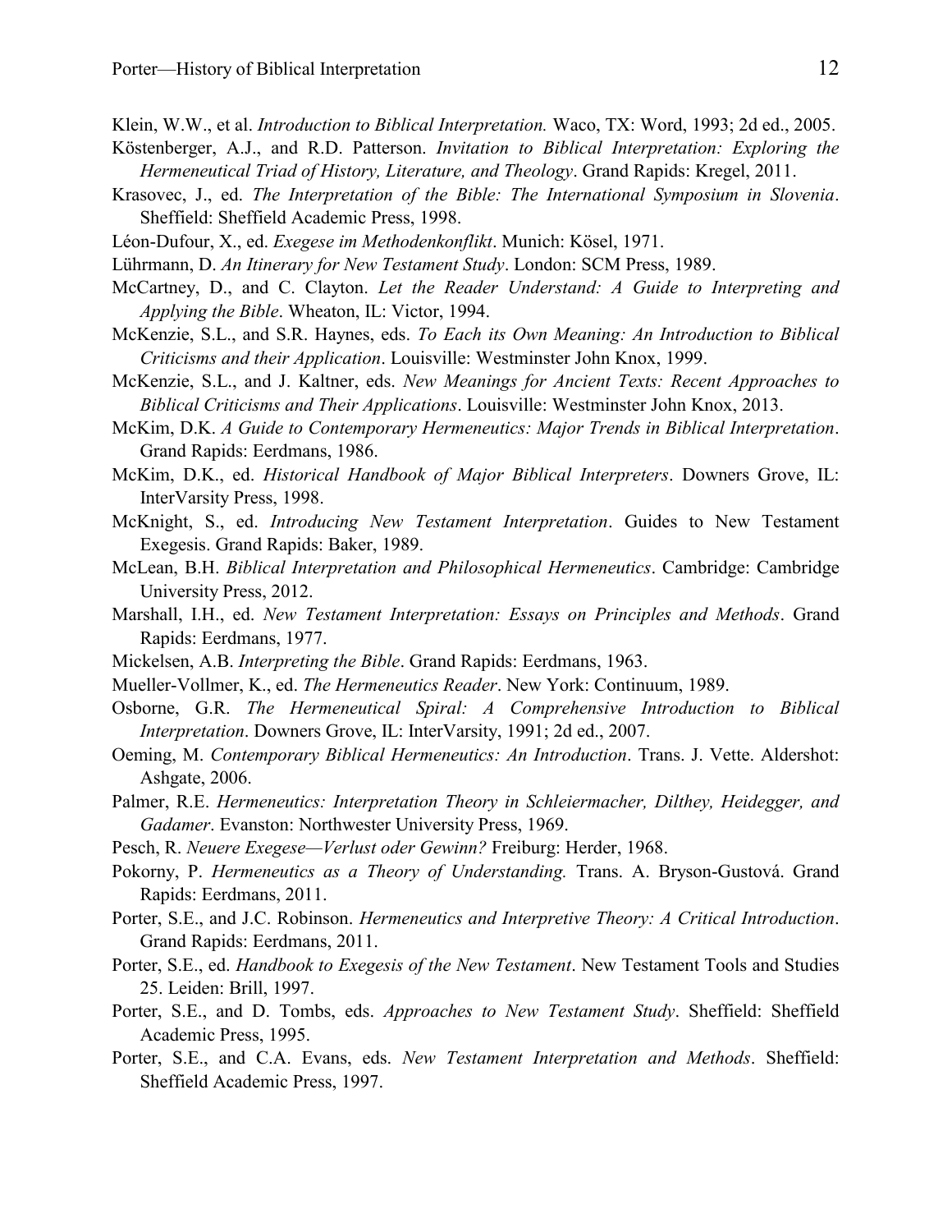Klein, W.W., et al. *Introduction to Biblical Interpretation.* Waco, TX: Word, 1993; 2d ed., 2005.

Köstenberger, A.J., and R.D. Patterson. *Invitation to Biblical Interpretation: Exploring the Hermeneutical Triad of History, Literature, and Theology*. Grand Rapids: Kregel, 2011.

Krasovec, J., ed. *The Interpretation of the Bible: The International Symposium in Slovenia*. Sheffield: Sheffield Academic Press, 1998.

Léon-Dufour, X., ed. *Exegese im Methodenkonflikt*. Munich: Kösel, 1971.

Lührmann, D. *An Itinerary for New Testament Study*. London: SCM Press, 1989.

McCartney, D., and C. Clayton. *Let the Reader Understand: A Guide to Interpreting and Applying the Bible*. Wheaton, IL: Victor, 1994.

McKenzie, S.L., and S.R. Haynes, eds. *To Each its Own Meaning: An Introduction to Biblical Criticisms and their Application*. Louisville: Westminster John Knox, 1999.

McKenzie, S.L., and J. Kaltner, eds. *New Meanings for Ancient Texts: Recent Approaches to Biblical Criticisms and Their Applications*. Louisville: Westminster John Knox, 2013.

McKim, D.K. *A Guide to Contemporary Hermeneutics: Major Trends in Biblical Interpretation*. Grand Rapids: Eerdmans, 1986.

McKim, D.K., ed. *Historical Handbook of Major Biblical Interpreters*. Downers Grove, IL: InterVarsity Press, 1998.

McKnight, S., ed. *Introducing New Testament Interpretation*. Guides to New Testament Exegesis. Grand Rapids: Baker, 1989.

McLean, B.H. *Biblical Interpretation and Philosophical Hermeneutics*. Cambridge: Cambridge University Press, 2012.

Marshall, I.H., ed. *New Testament Interpretation: Essays on Principles and Methods*. Grand Rapids: Eerdmans, 1977.

Mickelsen, A.B. *Interpreting the Bible*. Grand Rapids: Eerdmans, 1963.

Mueller-Vollmer, K., ed. *The Hermeneutics Reader*. New York: Continuum, 1989.

Osborne, G.R. *The Hermeneutical Spiral: A Comprehensive Introduction to Biblical Interpretation*. Downers Grove, IL: InterVarsity, 1991; 2d ed., 2007.

Oeming, M. *Contemporary Biblical Hermeneutics: An Introduction*. Trans. J. Vette. Aldershot: Ashgate, 2006.

Palmer, R.E. *Hermeneutics: Interpretation Theory in Schleiermacher, Dilthey, Heidegger, and Gadamer*. Evanston: Northwester University Press, 1969.

Pesch, R. *Neuere Exegese—Verlust oder Gewinn?* Freiburg: Herder, 1968.

Pokorny, P. *Hermeneutics as a Theory of Understanding.* Trans. A. Bryson-Gustová. Grand Rapids: Eerdmans, 2011.

Porter, S.E., and J.C. Robinson. *Hermeneutics and Interpretive Theory: A Critical Introduction*. Grand Rapids: Eerdmans, 2011.

Porter, S.E., ed. *Handbook to Exegesis of the New Testament*. New Testament Tools and Studies 25. Leiden: Brill, 1997.

Porter, S.E., and D. Tombs, eds. *Approaches to New Testament Study*. Sheffield: Sheffield Academic Press, 1995.

Porter, S.E., and C.A. Evans, eds. *New Testament Interpretation and Methods*. Sheffield: Sheffield Academic Press, 1997.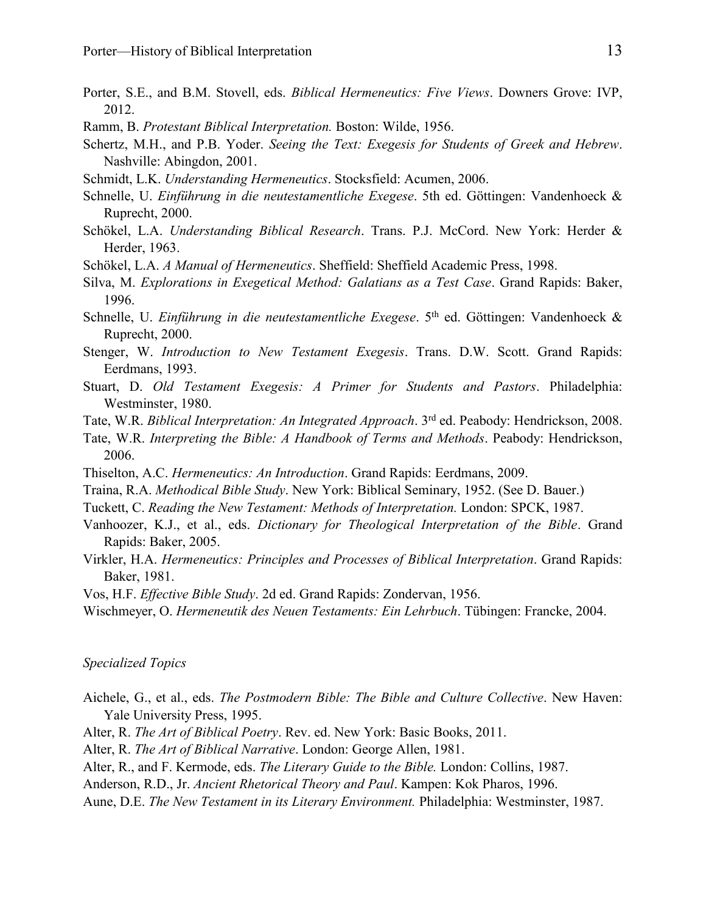Porter, S.E., and B.M. Stovell, eds. *Biblical Hermeneutics: Five Views*. Downers Grove: IVP, 2012.

Ramm, B. *Protestant Biblical Interpretation.* Boston: Wilde, 1956.

Schertz, M.H., and P.B. Yoder. *Seeing the Text: Exegesis for Students of Greek and Hebrew*. Nashville: Abingdon, 2001.

Schmidt, L.K. *Understanding Hermeneutics*. Stocksfield: Acumen, 2006.

Schnelle, U. *Einführung in die neutestamentliche Exegese*. 5th ed. Göttingen: Vandenhoeck & Ruprecht, 2000.

Schökel, L.A. *Understanding Biblical Research*. Trans. P.J. McCord. New York: Herder & Herder, 1963.

Schökel, L.A. *A Manual of Hermeneutics*. Sheffield: Sheffield Academic Press, 1998.

Silva, M. *Explorations in Exegetical Method: Galatians as a Test Case*. Grand Rapids: Baker, 1996.

Schnelle, U. *Einführung in die neutestamentliche Exegese*. 5th ed. Göttingen: Vandenhoeck & Ruprecht, 2000.

Stenger, W. *Introduction to New Testament Exegesis*. Trans. D.W. Scott. Grand Rapids: Eerdmans, 1993.

Stuart, D. *Old Testament Exegesis: A Primer for Students and Pastors*. Philadelphia: Westminster, 1980.

Tate, W.R. *Biblical Interpretation: An Integrated Approach*. 3rd ed. Peabody: Hendrickson, 2008.

Tate, W.R. *Interpreting the Bible: A Handbook of Terms and Methods*. Peabody: Hendrickson, 2006.

Thiselton, A.C. *Hermeneutics: An Introduction*. Grand Rapids: Eerdmans, 2009.

Traina, R.A. *Methodical Bible Study*. New York: Biblical Seminary, 1952. (See D. Bauer.)

Tuckett, C. *Reading the New Testament: Methods of Interpretation.* London: SPCK, 1987.

Vanhoozer, K.J., et al., eds. *Dictionary for Theological Interpretation of the Bible*. Grand Rapids: Baker, 2005.

Virkler, H.A. *Hermeneutics: Principles and Processes of Biblical Interpretation*. Grand Rapids: Baker, 1981.

Vos, H.F. *Effective Bible Study*. 2d ed. Grand Rapids: Zondervan, 1956.

Wischmeyer, O. *Hermeneutik des Neuen Testaments: Ein Lehrbuch*. Tübingen: Francke, 2004.

*Specialized Topics*

Aichele, G., et al., eds. *The Postmodern Bible: The Bible and Culture Collective*. New Haven: Yale University Press, 1995.

Alter, R. *The Art of Biblical Poetry*. Rev. ed. New York: Basic Books, 2011.

Alter, R. *The Art of Biblical Narrative*. London: George Allen, 1981.

Alter, R., and F. Kermode, eds. *The Literary Guide to the Bible.* London: Collins, 1987.

Anderson, R.D., Jr. *Ancient Rhetorical Theory and Paul*. Kampen: Kok Pharos, 1996.

Aune, D.E. *The New Testament in its Literary Environment.* Philadelphia: Westminster, 1987.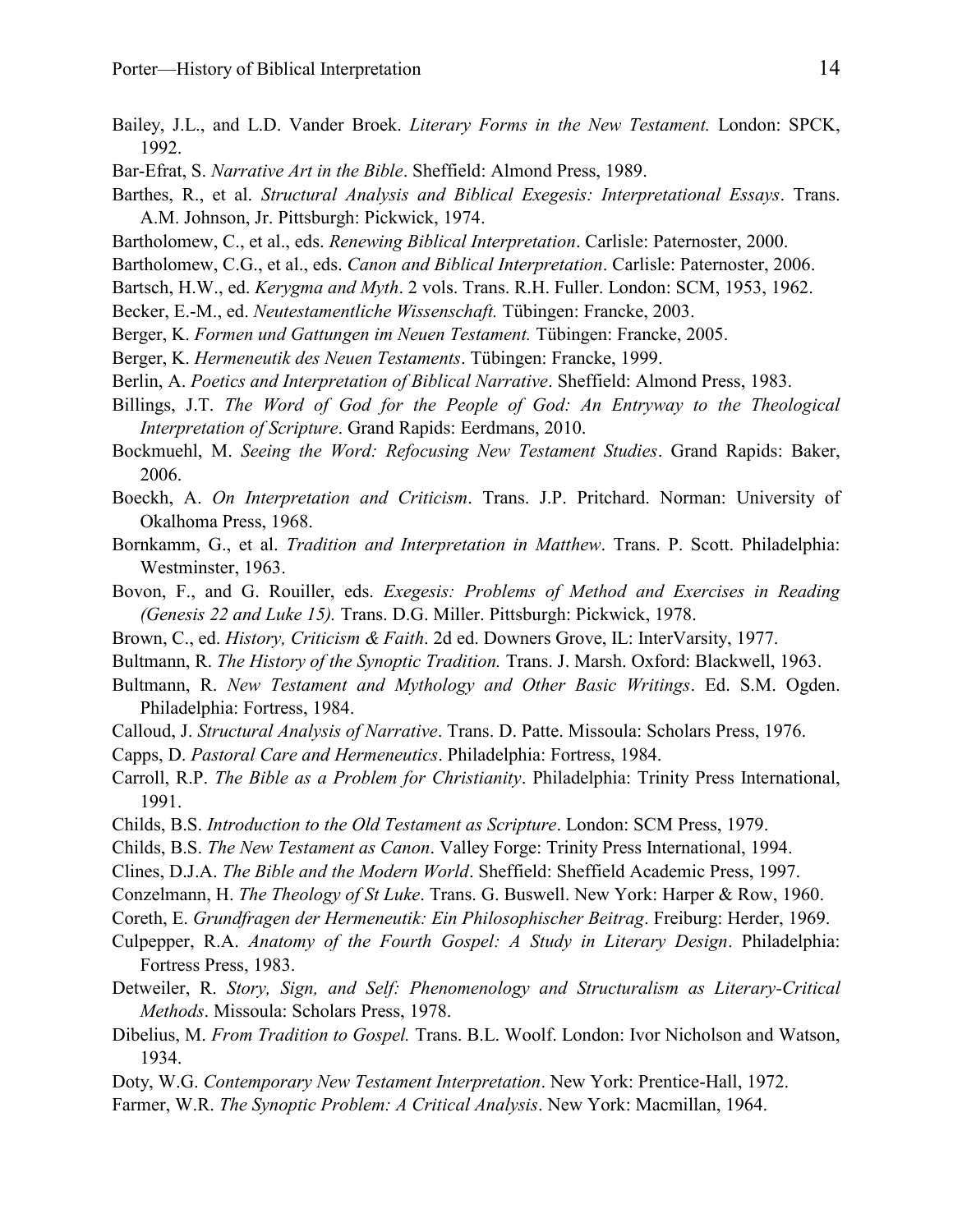Bailey, J.L., and L.D. Vander Broek. *Literary Forms in the New Testament.* London: SPCK, 1992.

Bar-Efrat, S. *Narrative Art in the Bible*. Sheffield: Almond Press, 1989.

Barthes, R., et al. *Structural Analysis and Biblical Exegesis: Interpretational Essays*. Trans. A.M. Johnson, Jr. Pittsburgh: Pickwick, 1974.

Bartholomew, C., et al., eds. *Renewing Biblical Interpretation*. Carlisle: Paternoster, 2000.

Bartholomew, C.G., et al., eds. *Canon and Biblical Interpretation*. Carlisle: Paternoster, 2006.

Bartsch, H.W., ed. *Kerygma and Myth*. 2 vols. Trans. R.H. Fuller. London: SCM, 1953, 1962.

Becker, E.-M., ed. *Neutestamentliche Wissenschaft.* Tübingen: Francke, 2003.

Berger, K. *Formen und Gattungen im Neuen Testament.* Tübingen: Francke, 2005.

Berger, K. *Hermeneutik des Neuen Testaments*. Tübingen: Francke, 1999.

Berlin, A. *Poetics and Interpretation of Biblical Narrative*. Sheffield: Almond Press, 1983.

Billings, J.T. *The Word of God for the People of God: An Entryway to the Theological Interpretation of Scripture*. Grand Rapids: Eerdmans, 2010.

Bockmuehl, M. *Seeing the Word: Refocusing New Testament Studies*. Grand Rapids: Baker, 2006.

Boeckh, A. *On Interpretation and Criticism*. Trans. J.P. Pritchard. Norman: University of Okalhoma Press, 1968.

Bornkamm, G., et al. *Tradition and Interpretation in Matthew*. Trans. P. Scott. Philadelphia: Westminster, 1963.

Bovon, F., and G. Rouiller, eds. *Exegesis: Problems of Method and Exercises in Reading (Genesis 22 and Luke 15).* Trans. D.G. Miller. Pittsburgh: Pickwick, 1978.

Brown, C., ed. *History, Criticism & Faith*. 2d ed. Downers Grove, IL: InterVarsity, 1977.

Bultmann, R. *The History of the Synoptic Tradition.* Trans. J. Marsh. Oxford: Blackwell, 1963.

Bultmann, R. *New Testament and Mythology and Other Basic Writings*. Ed. S.M. Ogden. Philadelphia: Fortress, 1984.

Calloud, J. *Structural Analysis of Narrative*. Trans. D. Patte. Missoula: Scholars Press, 1976.

Capps, D. *Pastoral Care and Hermeneutics*. Philadelphia: Fortress, 1984.

Carroll, R.P. *The Bible as a Problem for Christianity*. Philadelphia: Trinity Press International, 1991.

Childs, B.S. *Introduction to the Old Testament as Scripture*. London: SCM Press, 1979.

Childs, B.S. *The New Testament as Canon*. Valley Forge: Trinity Press International, 1994.

Clines, D.J.A. *The Bible and the Modern World*. Sheffield: Sheffield Academic Press, 1997.

Conzelmann, H. *The Theology of St Luke*. Trans. G. Buswell. New York: Harper & Row, 1960.

Coreth, E. *Grundfragen der Hermeneutik: Ein Philosophischer Beitrag*. Freiburg: Herder, 1969.

Culpepper, R.A. *Anatomy of the Fourth Gospel: A Study in Literary Design*. Philadelphia: Fortress Press, 1983.

Detweiler, R. *Story, Sign, and Self: Phenomenology and Structuralism as Literary-Critical Methods*. Missoula: Scholars Press, 1978.

Dibelius, M. *From Tradition to Gospel.* Trans. B.L. Woolf. London: Ivor Nicholson and Watson, 1934.

Doty, W.G. *Contemporary New Testament Interpretation*. New York: Prentice-Hall, 1972.

Farmer, W.R. *The Synoptic Problem: A Critical Analysis*. New York: Macmillan, 1964.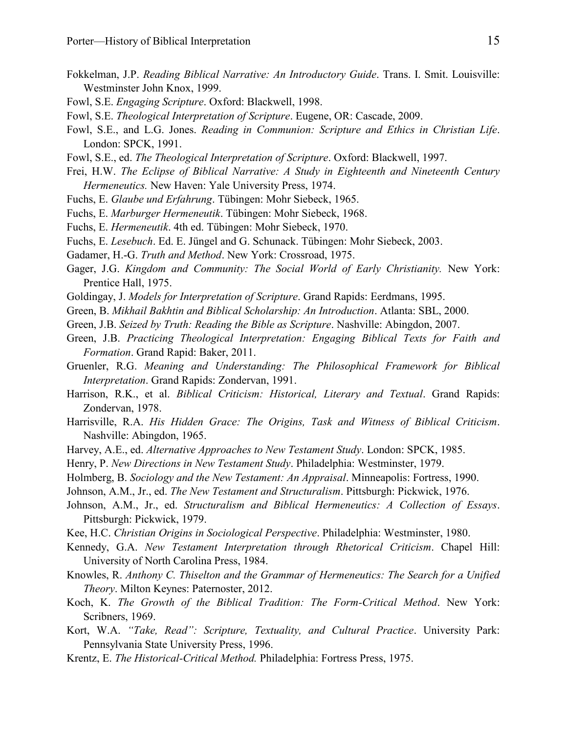Fokkelman, J.P. *Reading Biblical Narrative: An Introductory Guide*. Trans. I. Smit. Louisville: Westminster John Knox, 1999.

Fowl, S.E. *Engaging Scripture*. Oxford: Blackwell, 1998.

Fowl, S.E. *Theological Interpretation of Scripture*. Eugene, OR: Cascade, 2009.

Fowl, S.E., and L.G. Jones. *Reading in Communion: Scripture and Ethics in Christian Life*. London: SPCK, 1991.

Fowl, S.E., ed. *The Theological Interpretation of Scripture*. Oxford: Blackwell, 1997.

Frei, H.W. *The Eclipse of Biblical Narrative: A Study in Eighteenth and Nineteenth Century Hermeneutics.* New Haven: Yale University Press, 1974.

Fuchs, E. *Glaube und Erfahrung*. Tübingen: Mohr Siebeck, 1965.

Fuchs, E. *Marburger Hermeneutik*. Tübingen: Mohr Siebeck, 1968.

Fuchs, E. *Hermeneutik*. 4th ed. Tübingen: Mohr Siebeck, 1970.

Fuchs, E. *Lesebuch*. Ed. E. Jüngel and G. Schunack. Tübingen: Mohr Siebeck, 2003.

Gadamer, H.-G. *Truth and Method*. New York: Crossroad, 1975.

Gager, J.G. *Kingdom and Community: The Social World of Early Christianity.* New York: Prentice Hall, 1975.

Goldingay, J. *Models for Interpretation of Scripture*. Grand Rapids: Eerdmans, 1995.

Green, B. *Mikhail Bakhtin and Biblical Scholarship: An Introduction*. Atlanta: SBL, 2000.

Green, J.B. *Seized by Truth: Reading the Bible as Scripture*. Nashville: Abingdon, 2007.

Green, J.B. *Practicing Theological Interpretation: Engaging Biblical Texts for Faith and Formation*. Grand Rapid: Baker, 2011.

Gruenler, R.G. *Meaning and Understanding: The Philosophical Framework for Biblical Interpretation*. Grand Rapids: Zondervan, 1991.

Harrison, R.K., et al. *Biblical Criticism: Historical, Literary and Textual*. Grand Rapids: Zondervan, 1978.

Harrisville, R.A. *His Hidden Grace: The Origins, Task and Witness of Biblical Criticism*. Nashville: Abingdon, 1965.

Harvey, A.E., ed. *Alternative Approaches to New Testament Study*. London: SPCK, 1985.

Henry, P. *New Directions in New Testament Study*. Philadelphia: Westminster, 1979.

Holmberg, B. *Sociology and the New Testament: An Appraisal*. Minneapolis: Fortress, 1990.

Johnson, A.M., Jr., ed. *The New Testament and Structuralism*. Pittsburgh: Pickwick, 1976.

Johnson, A.M., Jr., ed. *Structuralism and Biblical Hermeneutics: A Collection of Essays*. Pittsburgh: Pickwick, 1979.

Kee, H.C. *Christian Origins in Sociological Perspective*. Philadelphia: Westminster, 1980.

Kennedy, G.A. *New Testament Interpretation through Rhetorical Criticism*. Chapel Hill: University of North Carolina Press, 1984.

Knowles, R. *Anthony C. Thiselton and the Grammar of Hermeneutics: The Search for a Unified Theory*. Milton Keynes: Paternoster, 2012.

Koch, K. *The Growth of the Biblical Tradition: The Form-Critical Method*. New York: Scribners, 1969.

Kort, W.A. *"Take, Read": Scripture, Textuality, and Cultural Practice*. University Park: Pennsylvania State University Press, 1996.

Krentz, E. *The Historical-Critical Method.* Philadelphia: Fortress Press, 1975.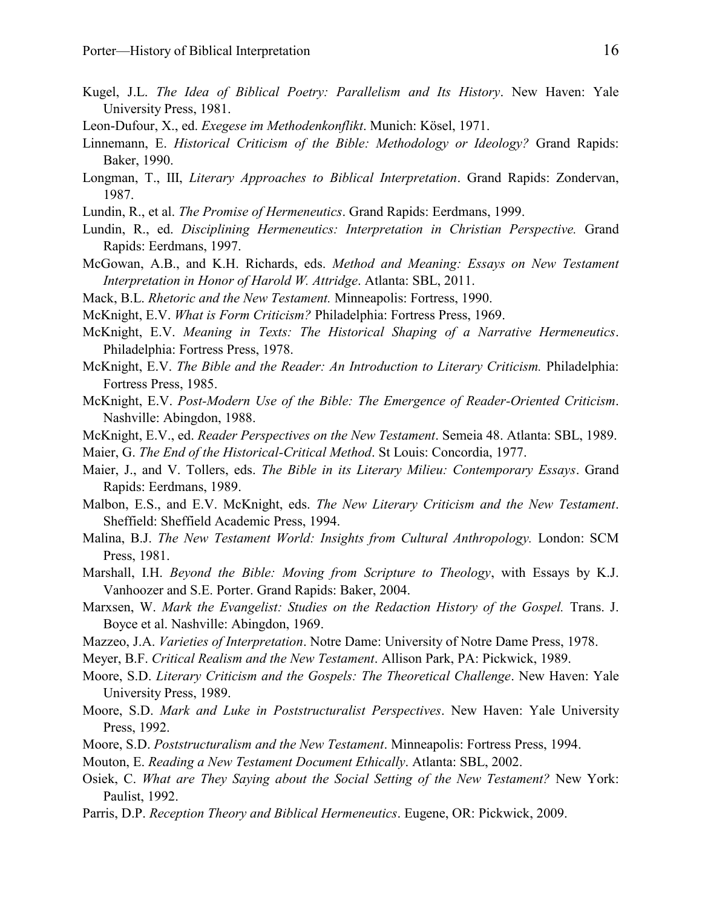Kugel, J.L. *The Idea of Biblical Poetry: Parallelism and Its History*. New Haven: Yale University Press, 1981.

Leon-Dufour, X., ed. *Exegese im Methodenkonflikt*. Munich: Kösel, 1971.

Linnemann, E. *Historical Criticism of the Bible: Methodology or Ideology?* Grand Rapids: Baker, 1990.

Longman, T., III, *Literary Approaches to Biblical Interpretation*. Grand Rapids: Zondervan, 1987.

Lundin, R., et al. *The Promise of Hermeneutics*. Grand Rapids: Eerdmans, 1999.

Lundin, R., ed. *Disciplining Hermeneutics: Interpretation in Christian Perspective.* Grand Rapids: Eerdmans, 1997.

McGowan, A.B., and K.H. Richards, eds. *Method and Meaning: Essays on New Testament Interpretation in Honor of Harold W. Attridge*. Atlanta: SBL, 2011.

Mack, B.L. *Rhetoric and the New Testament.* Minneapolis: Fortress, 1990.

McKnight, E.V. *What is Form Criticism?* Philadelphia: Fortress Press, 1969.

McKnight, E.V. *Meaning in Texts: The Historical Shaping of a Narrative Hermeneutics*. Philadelphia: Fortress Press, 1978.

McKnight, E.V. *The Bible and the Reader: An Introduction to Literary Criticism.* Philadelphia: Fortress Press, 1985.

McKnight, E.V. *Post-Modern Use of the Bible: The Emergence of Reader-Oriented Criticism*. Nashville: Abingdon, 1988.

McKnight, E.V., ed. *Reader Perspectives on the New Testament*. Semeia 48. Atlanta: SBL, 1989.

Maier, G. *The End of the Historical-Critical Method*. St Louis: Concordia, 1977.

Maier, J., and V. Tollers, eds. *The Bible in its Literary Milieu: Contemporary Essays*. Grand Rapids: Eerdmans, 1989.

Malbon, E.S., and E.V. McKnight, eds. *The New Literary Criticism and the New Testament*. Sheffield: Sheffield Academic Press, 1994.

Malina, B.J. *The New Testament World: Insights from Cultural Anthropology.* London: SCM Press, 1981.

Marshall, I.H. *Beyond the Bible: Moving from Scripture to Theology*, with Essays by K.J. Vanhoozer and S.E. Porter. Grand Rapids: Baker, 2004.

Marxsen, W. *Mark the Evangelist: Studies on the Redaction History of the Gospel.* Trans. J. Boyce et al. Nashville: Abingdon, 1969.

Mazzeo, J.A. *Varieties of Interpretation*. Notre Dame: University of Notre Dame Press, 1978.

Meyer, B.F. *Critical Realism and the New Testament*. Allison Park, PA: Pickwick, 1989.

Moore, S.D. *Literary Criticism and the Gospels: The Theoretical Challenge*. New Haven: Yale University Press, 1989.

Moore, S.D. *Mark and Luke in Poststructuralist Perspectives*. New Haven: Yale University Press, 1992.

Moore, S.D. *Poststructuralism and the New Testament*. Minneapolis: Fortress Press, 1994.

Mouton, E. *Reading a New Testament Document Ethically*. Atlanta: SBL, 2002.

Osiek, C. *What are They Saying about the Social Setting of the New Testament?* New York: Paulist, 1992.

Parris, D.P. *Reception Theory and Biblical Hermeneutics*. Eugene, OR: Pickwick, 2009.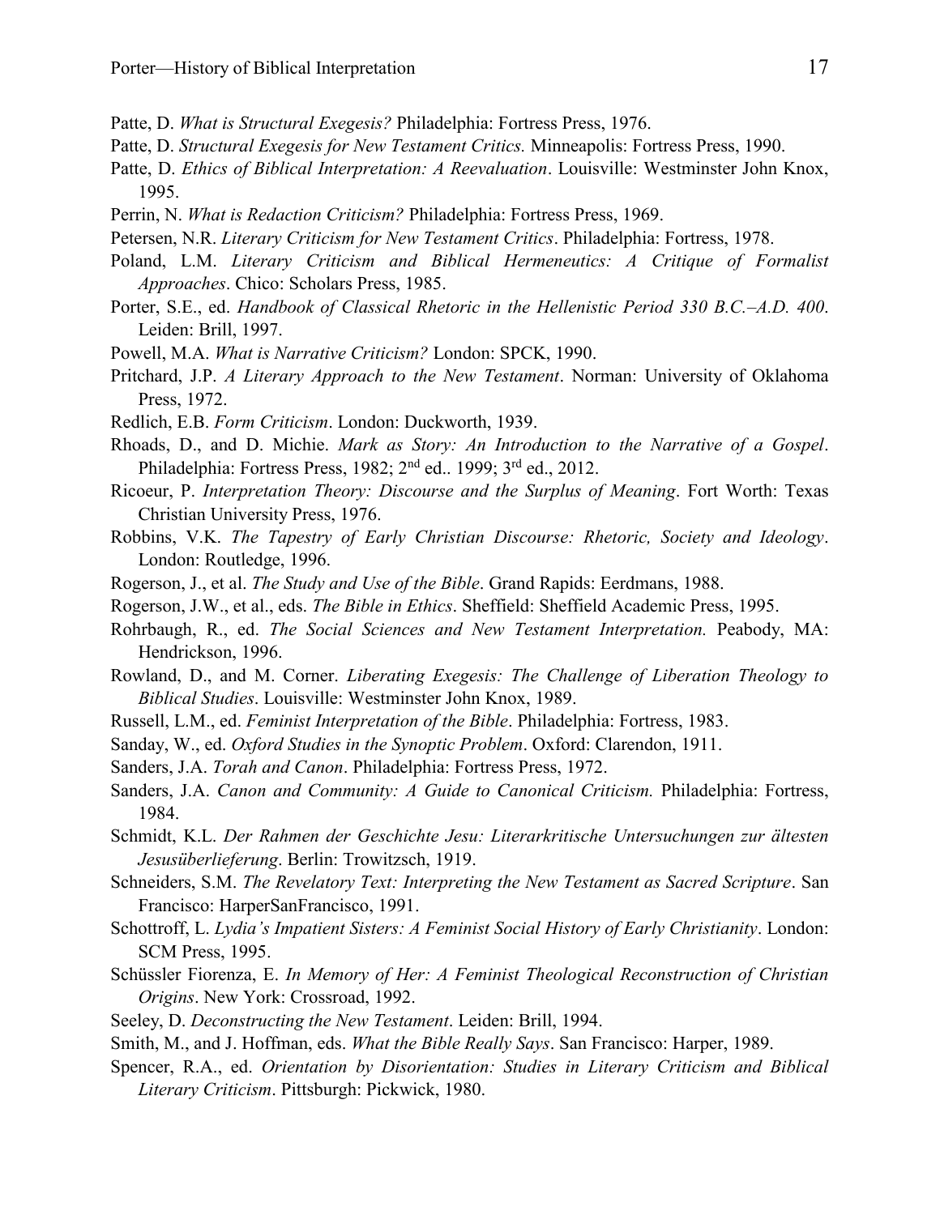Patte, D. *What is Structural Exegesis?* Philadelphia: Fortress Press, 1976.

Patte, D. *Structural Exegesis for New Testament Critics.* Minneapolis: Fortress Press, 1990.

Patte, D. *Ethics of Biblical Interpretation: A Reevaluation*. Louisville: Westminster John Knox, 1995.

Perrin, N. *What is Redaction Criticism?* Philadelphia: Fortress Press, 1969.

Petersen, N.R. *Literary Criticism for New Testament Critics*. Philadelphia: Fortress, 1978.

Poland, L.M. *Literary Criticism and Biblical Hermeneutics: A Critique of Formalist Approaches*. Chico: Scholars Press, 1985.

Porter, S.E., ed. *Handbook of Classical Rhetoric in the Hellenistic Period 330 B.C.–A.D. 400*. Leiden: Brill, 1997.

Powell, M.A. *What is Narrative Criticism?* London: SPCK, 1990.

Pritchard, J.P. *A Literary Approach to the New Testament*. Norman: University of Oklahoma Press, 1972.

Redlich, E.B. *Form Criticism*. London: Duckworth, 1939.

Rhoads, D., and D. Michie. *Mark as Story: An Introduction to the Narrative of a Gospel*. Philadelphia: Fortress Press, 1982; 2nd ed.. 1999; 3rd ed., 2012.

Ricoeur, P. *Interpretation Theory: Discourse and the Surplus of Meaning*. Fort Worth: Texas Christian University Press, 1976.

Robbins, V.K. *The Tapestry of Early Christian Discourse: Rhetoric, Society and Ideology*. London: Routledge, 1996.

Rogerson, J., et al. *The Study and Use of the Bible*. Grand Rapids: Eerdmans, 1988.

Rogerson, J.W., et al., eds. *The Bible in Ethics*. Sheffield: Sheffield Academic Press, 1995.

Rohrbaugh, R., ed. *The Social Sciences and New Testament Interpretation.* Peabody, MA: Hendrickson, 1996.

Rowland, D., and M. Corner. *Liberating Exegesis: The Challenge of Liberation Theology to Biblical Studies*. Louisville: Westminster John Knox, 1989.

Russell, L.M., ed. *Feminist Interpretation of the Bible*. Philadelphia: Fortress, 1983.

Sanday, W., ed. *Oxford Studies in the Synoptic Problem*. Oxford: Clarendon, 1911.

Sanders, J.A. *Torah and Canon*. Philadelphia: Fortress Press, 1972.

Sanders, J.A. *Canon and Community: A Guide to Canonical Criticism.* Philadelphia: Fortress, 1984.

Schmidt, K.L. *Der Rahmen der Geschichte Jesu: Literarkritische Untersuchungen zur ältesten Jesusüberlieferung*. Berlin: Trowitzsch, 1919.

Schneiders, S.M. *The Revelatory Text: Interpreting the New Testament as Sacred Scripture*. San Francisco: HarperSanFrancisco, 1991.

Schottroff, L. *Lydia's Impatient Sisters: A Feminist Social History of Early Christianity*. London: SCM Press, 1995.

Schüssler Fiorenza, E. *In Memory of Her: A Feminist Theological Reconstruction of Christian Origins*. New York: Crossroad, 1992.

Seeley, D. *Deconstructing the New Testament*. Leiden: Brill, 1994.

Smith, M., and J. Hoffman, eds. *What the Bible Really Says*. San Francisco: Harper, 1989.

Spencer, R.A., ed. *Orientation by Disorientation: Studies in Literary Criticism and Biblical Literary Criticism*. Pittsburgh: Pickwick, 1980.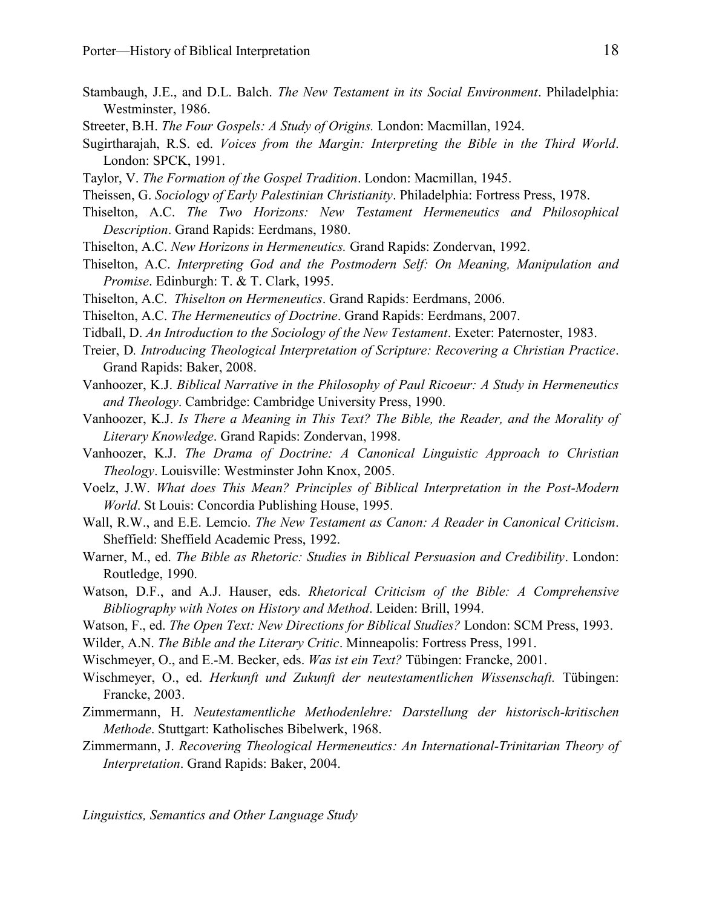Stambaugh, J.E., and D.L. Balch. *The New Testament in its Social Environment*. Philadelphia: Westminster, 1986.

Streeter, B.H. *The Four Gospels: A Study of Origins.* London: Macmillan, 1924.

Sugirtharajah, R.S. ed. *Voices from the Margin: Interpreting the Bible in the Third World*. London: SPCK, 1991.

Taylor, V. *The Formation of the Gospel Tradition*. London: Macmillan, 1945.

Theissen, G. *Sociology of Early Palestinian Christianity*. Philadelphia: Fortress Press, 1978.

Thiselton, A.C. *The Two Horizons: New Testament Hermeneutics and Philosophical Description*. Grand Rapids: Eerdmans, 1980.

Thiselton, A.C. *New Horizons in Hermeneutics.* Grand Rapids: Zondervan, 1992.

Thiselton, A.C. *Interpreting God and the Postmodern Self: On Meaning, Manipulation and Promise*. Edinburgh: T. & T. Clark, 1995.

Thiselton, A.C. *Thiselton on Hermeneutics*. Grand Rapids: Eerdmans, 2006.

Thiselton, A.C. *The Hermeneutics of Doctrine*. Grand Rapids: Eerdmans, 2007.

Tidball, D. *An Introduction to the Sociology of the New Testament*. Exeter: Paternoster, 1983.

Treier, D*. Introducing Theological Interpretation of Scripture: Recovering a Christian Practice*. Grand Rapids: Baker, 2008.

Vanhoozer, K.J. *Biblical Narrative in the Philosophy of Paul Ricoeur: A Study in Hermeneutics and Theology*. Cambridge: Cambridge University Press, 1990.

Vanhoozer, K.J. *Is There a Meaning in This Text? The Bible, the Reader, and the Morality of Literary Knowledge*. Grand Rapids: Zondervan, 1998.

Vanhoozer, K.J. *The Drama of Doctrine: A Canonical Linguistic Approach to Christian Theology*. Louisville: Westminster John Knox, 2005.

Voelz, J.W. *What does This Mean? Principles of Biblical Interpretation in the Post-Modern World*. St Louis: Concordia Publishing House, 1995.

Wall, R.W., and E.E. Lemcio. *The New Testament as Canon: A Reader in Canonical Criticism*. Sheffield: Sheffield Academic Press, 1992.

Warner, M., ed. *The Bible as Rhetoric: Studies in Biblical Persuasion and Credibility*. London: Routledge, 1990.

Watson, D.F., and A.J. Hauser, eds. *Rhetorical Criticism of the Bible: A Comprehensive Bibliography with Notes on History and Method*. Leiden: Brill, 1994.

Watson, F., ed. *The Open Text: New Directions for Biblical Studies?* London: SCM Press, 1993.

Wilder, A.N. *The Bible and the Literary Critic*. Minneapolis: Fortress Press, 1991.

Wischmeyer, O., and E.-M. Becker, eds. *Was ist ein Text?* Tübingen: Francke, 2001.

Wischmeyer, O., ed. *Herkunft und Zukunft der neutestamentlichen Wissenschaft.* Tübingen: Francke, 2003.

Zimmermann, H. *Neutestamentliche Methodenlehre: Darstellung der historisch-kritischen Methode*. Stuttgart: Katholisches Bibelwerk, 1968.

Zimmermann, J. *Recovering Theological Hermeneutics: An International-Trinitarian Theory of Interpretation*. Grand Rapids: Baker, 2004.

*Linguistics, Semantics and Other Language Study*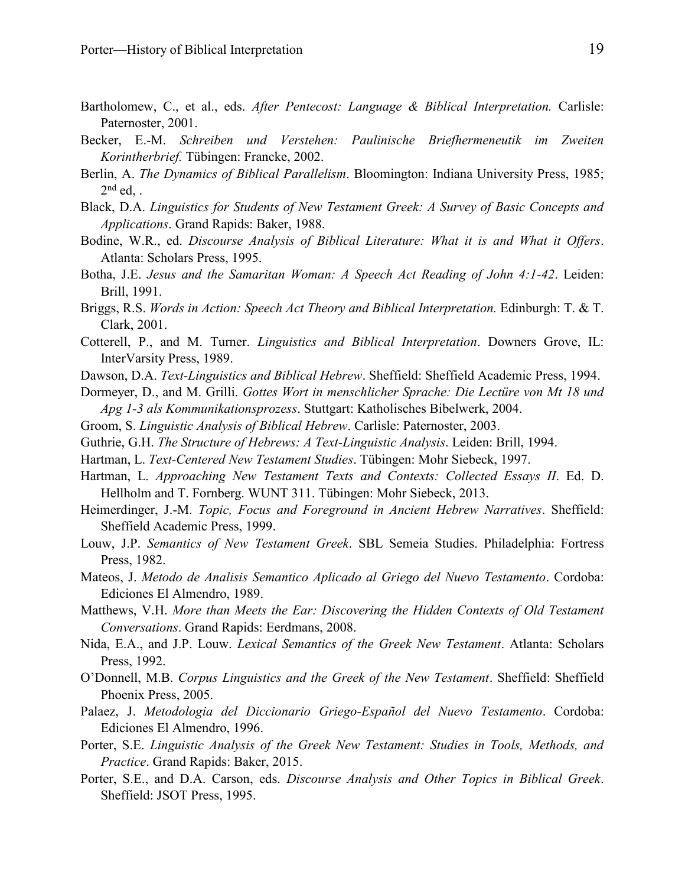Bartholomew, C., et al., eds. *After Pentecost: Language & Biblical Interpretation.* Carlisle: Paternoster, 2001.

Becker, E.-M. *Schreiben und Verstehen: Paulinische Briefhermeneutik im Zweiten Korintherbrief.* Tübingen: Francke, 2002.

Berlin, A. *The Dynamics of Biblical Parallelism*. Bloomington: Indiana University Press, 1985; 2nd ed, .

Black, D.A. *Linguistics for Students of New Testament Greek: A Survey of Basic Concepts and Applications*. Grand Rapids: Baker, 1988.

Bodine, W.R., ed. *Discourse Analysis of Biblical Literature: What it is and What it Offers*. Atlanta: Scholars Press, 1995.

Botha, J.E. *Jesus and the Samaritan Woman: A Speech Act Reading of John 4:1-42*. Leiden: Brill, 1991.

Briggs, R.S. *Words in Action: Speech Act Theory and Biblical Interpretation.* Edinburgh: T. & T. Clark, 2001.

Cotterell, P., and M. Turner. *Linguistics and Biblical Interpretation*. Downers Grove, IL: InterVarsity Press, 1989.

Dawson, D.A. *Text-Linguistics and Biblical Hebrew*. Sheffield: Sheffield Academic Press, 1994.

Dormeyer, D., and M. Grilli. *Gottes Wort in menschlicher Sprache: Die Lectüre von Mt 18 und Apg 1-3 als Kommunikationsprozess*. Stuttgart: Katholisches Bibelwerk, 2004.

Groom, S. *Linguistic Analysis of Biblical Hebrew*. Carlisle: Paternoster, 2003.

Guthrie, G.H. *The Structure of Hebrews: A Text-Linguistic Analysis*. Leiden: Brill, 1994.

Hartman, L. *Text-Centered New Testament Studies*. Tübingen: Mohr Siebeck, 1997.

Hartman, L. *Approaching New Testament Texts and Contexts: Collected Essays II*. Ed. D. Hellholm and T. Fornberg. WUNT 311. Tübingen: Mohr Siebeck, 2013.

Heimerdinger, J.-M. *Topic, Focus and Foreground in Ancient Hebrew Narratives*. Sheffield: Sheffield Academic Press, 1999.

Louw, J.P. *Semantics of New Testament Greek*. SBL Semeia Studies. Philadelphia: Fortress Press, 1982.

Mateos, J. *Metodo de Analisis Semantico Aplicado al Griego del Nuevo Testamento*. Cordoba: Ediciones El Almendro, 1989.

Matthews, V.H. *More than Meets the Ear: Discovering the Hidden Contexts of Old Testament Conversations*. Grand Rapids: Eerdmans, 2008.

Nida, E.A., and J.P. Louw. *Lexical Semantics of the Greek New Testament*. Atlanta: Scholars Press, 1992.

O'Donnell, M.B. *Corpus Linguistics and the Greek of the New Testament*. Sheffield: Sheffield Phoenix Press, 2005.

Palaez, J. *Metodologia del Diccionario Griego-Español del Nuevo Testamento*. Cordoba: Ediciones El Almendro, 1996.

Porter, S.E. *Linguistic Analysis of the Greek New Testament: Studies in Tools, Methods, and Practice*. Grand Rapids: Baker, 2015.

Porter, S.E., and D.A. Carson, eds. *Discourse Analysis and Other Topics in Biblical Greek*. Sheffield: JSOT Press, 1995.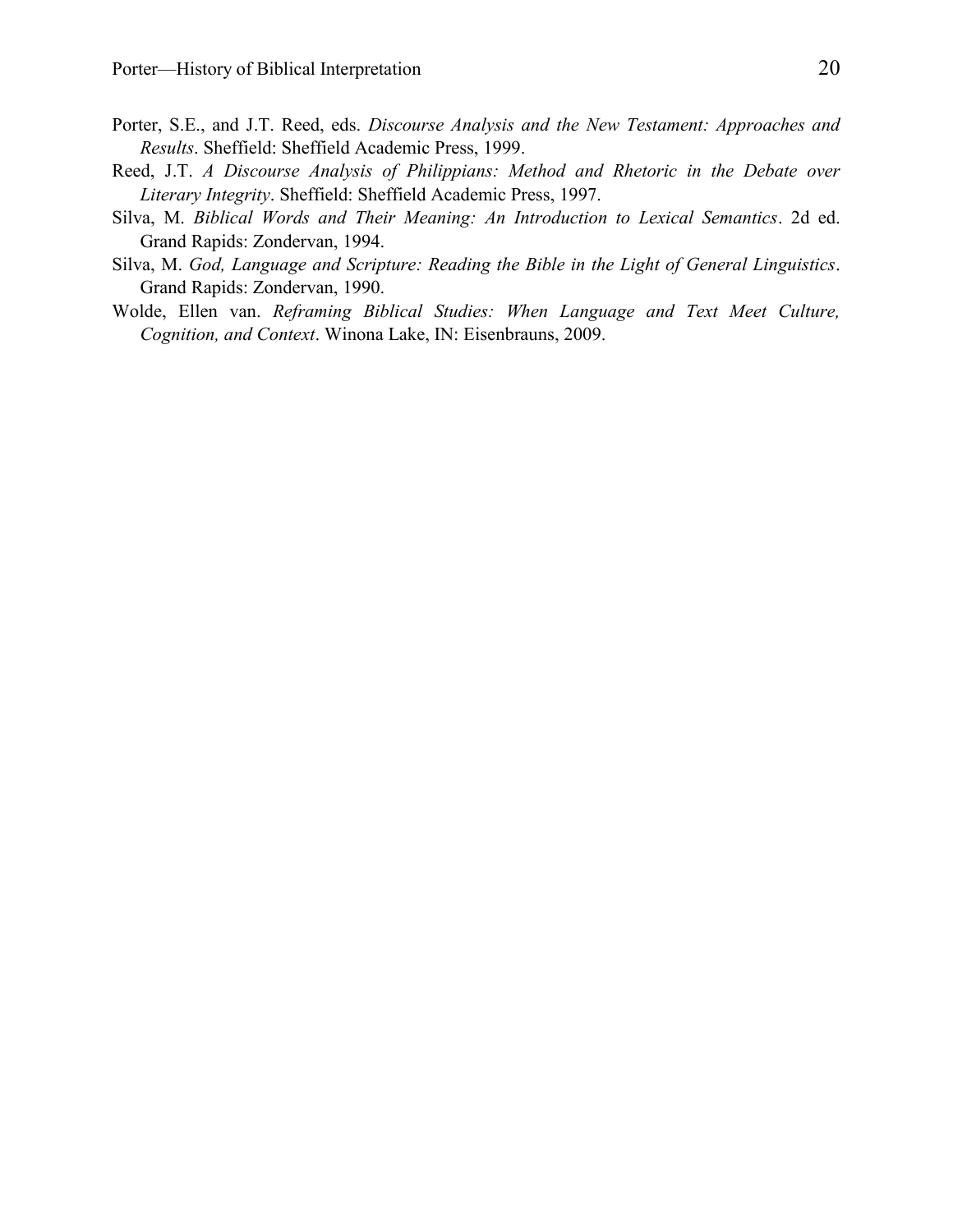Porter, S.E., and J.T. Reed, eds. *Discourse Analysis and the New Testament: Approaches and Results*. Sheffield: Sheffield Academic Press, 1999.

Reed, J.T. *A Discourse Analysis of Philippians: Method and Rhetoric in the Debate over Literary Integrity*. Sheffield: Sheffield Academic Press, 1997.

Silva, M. *Biblical Words and Their Meaning: An Introduction to Lexical Semantics*. 2d ed. Grand Rapids: Zondervan, 1994.

Silva, M. *God, Language and Scripture: Reading the Bible in the Light of General Linguistics*. Grand Rapids: Zondervan, 1990.

Wolde, Ellen van. *Reframing Biblical Studies: When Language and Text Meet Culture, Cognition, and Context*. Winona Lake, IN: Eisenbrauns, 2009.